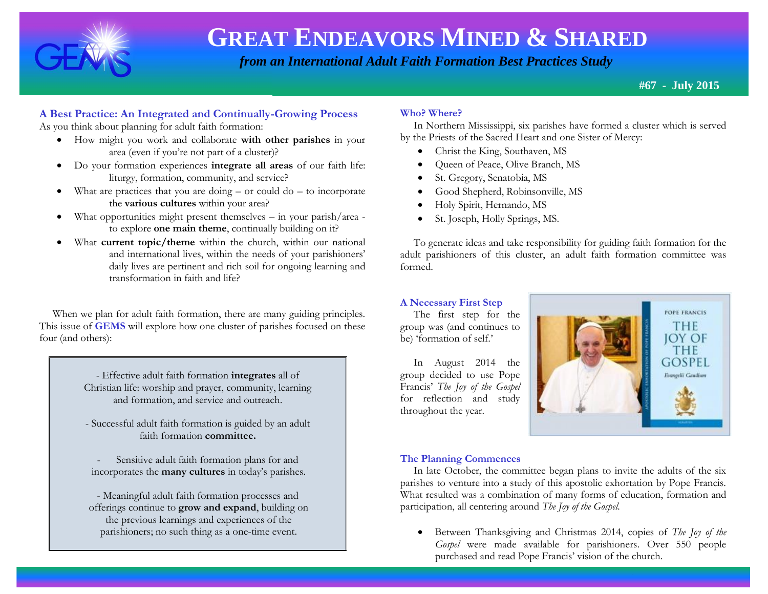# GREAT ENDEAVORS MINED & SHARED

*from an International Adult Faith Formation Best Practices Study*

**#67 - July 2015**

## A Best Practice: An Integrated and Continually-Growing Process

As you think about planning for adult faith formation:

- How might you work and collaborate **with other parishes** in your area (even if you're not part of a cluster)?
- Do your formation experiences **integrate all areas** of our faith life: liturgy, formation, community, and service?
- What are practices that you are doing – or could do – to incorporate the **various cultures** within your area?
- What opportunities might present themselves – in your parish/area - to explore **one main theme**, continually building on it?
- What **current topic/theme** within the church, within our national and international lives, within the needs of your parishioners' daily lives are pertinent and rich soil for ongoing learning and transformation in faith and life?

When we plan for adult faith formation, there are many guiding principles. This issue of **GEMS** will explore how one cluster of parishes focused on these four (and others):

> - Effective adult faith formation **integrates** all of Christian life: worship and prayer, community, learning and formation, and service and outreach.
>
> - Successful adult faith formation is guided by an adult faith formation **committee.**
>
> - Sensitive adult faith formation plans for and incorporates the **many cultures** in today's parishes.
>
> - Meaningful adult faith formation processes and offerings continue to **grow and expand**, building on the previous learnings and experiences of the parishioners; no such thing as a one-time event.

## Who? Where?

In Northern Mississippi, six parishes have formed a cluster which is served by the Priests of the Sacred Heart and one Sister of Mercy:

- Christ the King, Southaven, MS
- Queen of Peace, Olive Branch, MS
- St. Gregory, Senatobia, MS
- Good Shepherd, Robinsonville, MS
- Holy Spirit, Hernando, MS
- St. Joseph, Holly Springs, MS.

To generate ideas and take responsibility for guiding faith formation for the adult parishioners of this cluster, an adult faith formation committee was formed.

## A Necessary First Step

The first step for the group was (and continues to be) 'formation of self.'

In August 2014 the group decided to use Pope Francis' *The Joy of the Gospel* for reflection and study throughout the year.

## The Planning Commences

In late October, the committee began plans to invite the adults of the six parishes to venture into a study of this apostolic exhortation by Pope Francis. What resulted was a combination of many forms of education, formation and participation, all centering around *The Joy of the Gospel.*

- Between Thanksgiving and Christmas 2014, copies of *The Joy of the Gospel* were made available for parishioners. Over 550 people purchased and read Pope Francis' vision of the church.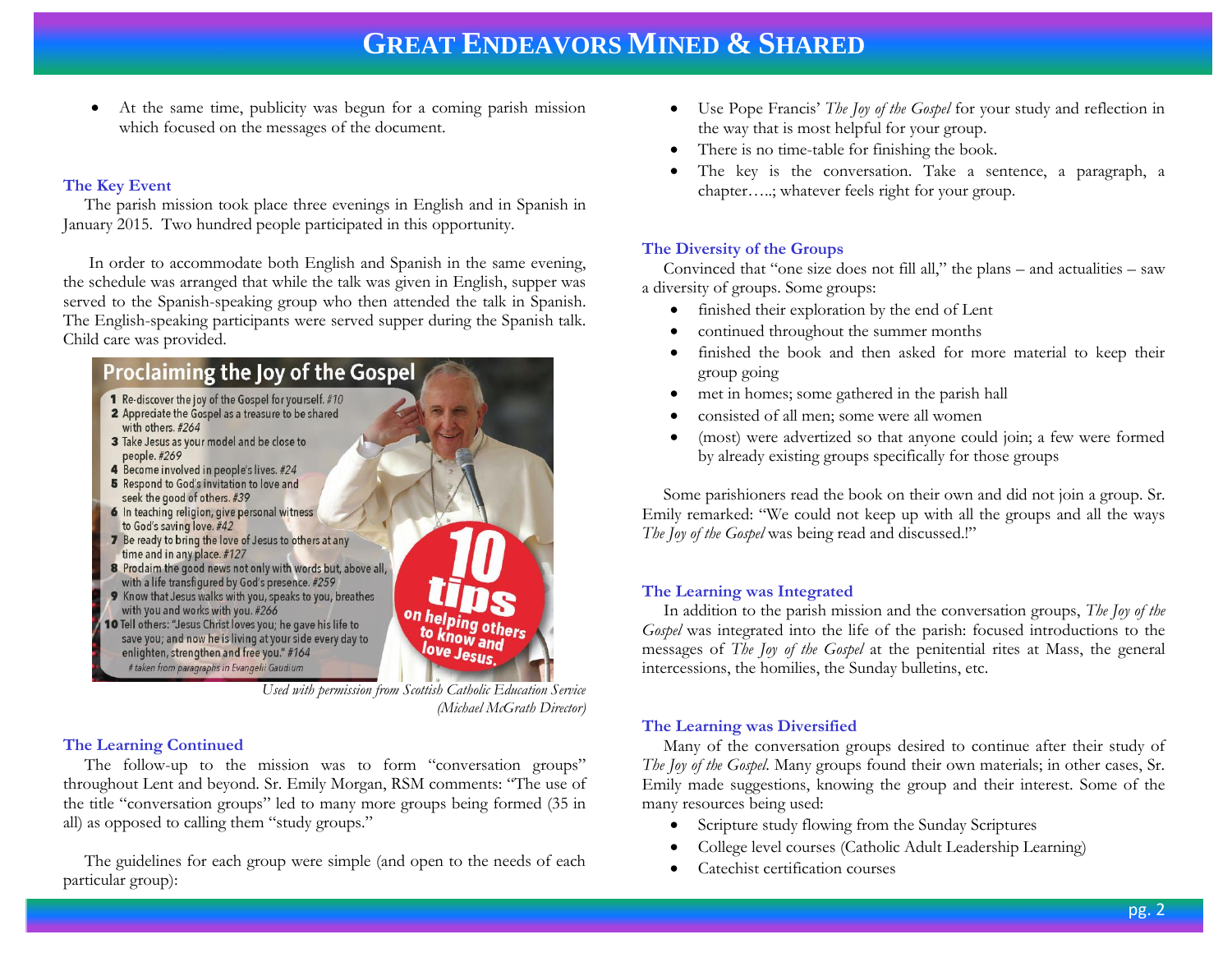- At the same time, publicity was begun for a coming parish mission which focused on the messages of the document.

### The Key Event

The parish mission took place three evenings in English and in Spanish in January 2015. Two hundred people participated in this opportunity.

In order to accommodate both English and Spanish in the same evening, the schedule was arranged that while the talk was given in English, supper was served to the Spanish-speaking group who then attended the talk in Spanish. The English-speaking participants were served supper during the Spanish talk. Child care was provided.

**Proclaiming the Joy of the Gospel**

1. Re-discover the joy of the Gospel for yourself. #10
2. Appreciate the Gospel as a treasure to be shared with others. #264
3. Take Jesus as your model and be close to people. #269
4. Become involved in people's lives. #24
5. Respond to God's invitation to love and seek the good of others. #39
6. In teaching religion, give personal witness to God's saving love. #42
7. Be ready to bring the love of Jesus to others at any time and in any place. #127
8. Proclaim the good news not only with words but, above all, with a life transfigured by God's presence. #259
9. Know that Jesus walks with you, speaks to you, breathes with you and works with you. #266
10. Tell others: "Jesus Christ loves you; he gave his life to save you; and now he is living at your side every day to enlighten, strengthen and free you." #164

# taken from paragraphs in Evangelii Gaudium

**10 tips on helping others to know and love Jesus.**

*Used with permission from Scottish Catholic Education Service (Michael McGrath Director)*

### The Learning Continued

The follow-up to the mission was to form "conversation groups" throughout Lent and beyond. Sr. Emily Morgan, RSM comments: "The use of the title "conversation groups" led to many more groups being formed (35 in all) as opposed to calling them "study groups."

The guidelines for each group were simple (and open to the needs of each particular group):

- Use Pope Francis' *The Joy of the Gospel* for your study and reflection in the way that is most helpful for your group.
- There is no time-table for finishing the book.
- The key is the conversation. Take a sentence, a paragraph, a chapter…..; whatever feels right for your group.

### The Diversity of the Groups

Convinced that "one size does not fill all," the plans – and actualities – saw a diversity of groups. Some groups:

- finished their exploration by the end of Lent
- continued throughout the summer months
- finished the book and then asked for more material to keep their group going
- met in homes; some gathered in the parish hall
- consisted of all men; some were all women
- (most) were advertized so that anyone could join; a few were formed by already existing groups specifically for those groups

Some parishioners read the book on their own and did not join a group. Sr. Emily remarked: "We could not keep up with all the groups and all the ways *The Joy of the Gospel* was being read and discussed.!"

### The Learning was Integrated

In addition to the parish mission and the conversation groups, *The Joy of the Gospel* was integrated into the life of the parish: focused introductions to the messages of *The Joy of the Gospel* at the penitential rites at Mass, the general intercessions, the homilies, the Sunday bulletins, etc.

### The Learning was Diversified

Many of the conversation groups desired to continue after their study of *The Joy of the Gospel*. Many groups found their own materials; in other cases, Sr. Emily made suggestions, knowing the group and their interest. Some of the many resources being used:

- Scripture study flowing from the Sunday Scriptures
- College level courses (Catholic Adult Leadership Learning)
- Catechist certification courses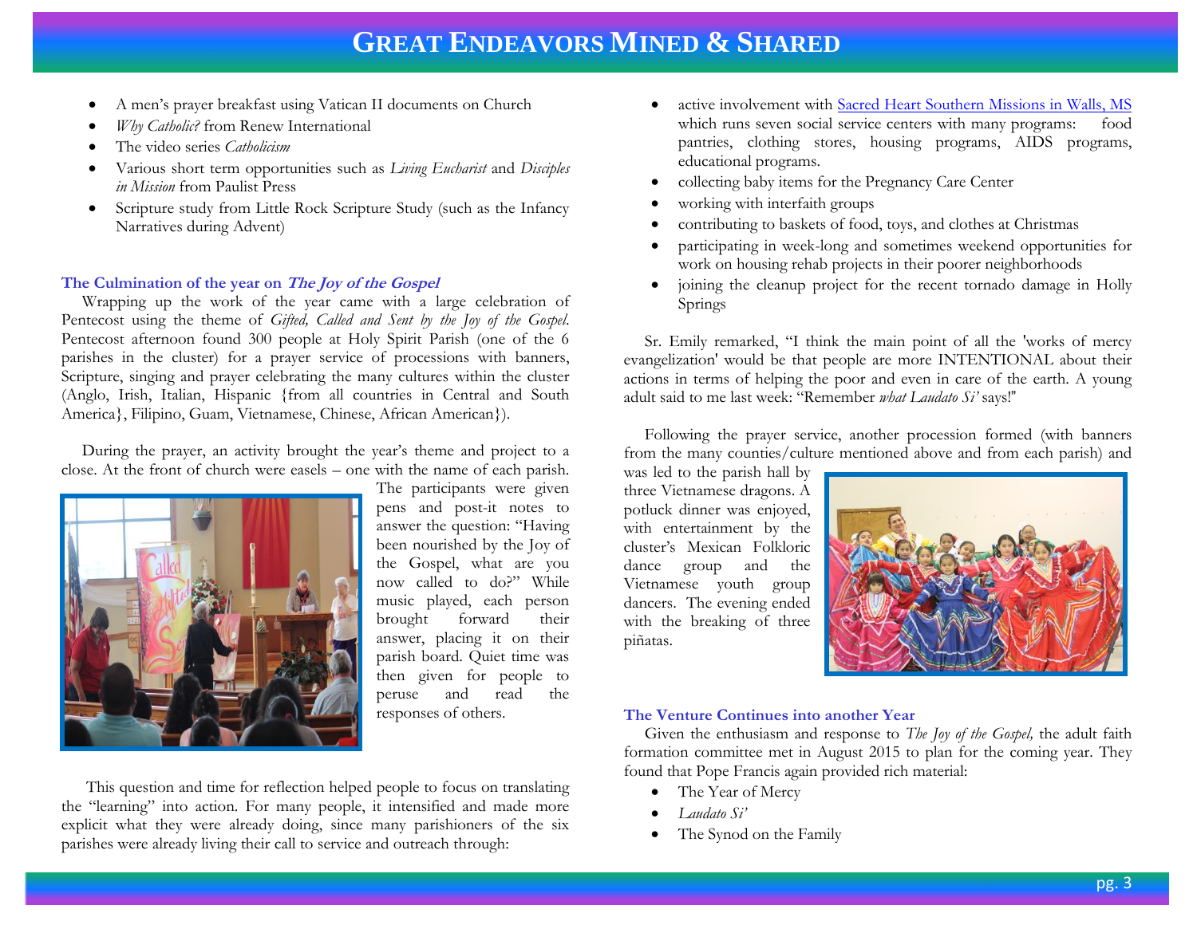- A men's prayer breakfast using Vatican II documents on Church
- *Why Catholic?* from Renew International
- The video series *Catholicism*
- Various short term opportunities such as *Living Eucharist* and *Disciples in Mission* from Paulist Press
- Scripture study from Little Rock Scripture Study (such as the Infancy Narratives during Advent)

### The Culmination of the year on *The Joy of the Gospel*

Wrapping up the work of the year came with a large celebration of Pentecost using the theme of *Gifted, Called and Sent by the Joy of the Gospel.* Pentecost afternoon found 300 people at Holy Spirit Parish (one of the 6 parishes in the cluster) for a prayer service of processions with banners, Scripture, singing and prayer celebrating the many cultures within the cluster (Anglo, Irish, Italian, Hispanic {from all countries in Central and South America}, Filipino, Guam, Vietnamese, Chinese, African American}).

During the prayer, an activity brought the year's theme and project to a close. At the front of church were easels – one with the name of each parish. The participants were given pens and post-it notes to answer the question: "Having been nourished by the Joy of the Gospel, what are you now called to do?" While music played, each person brought forward their answer, placing it on their parish board. Quiet time was then given for people to peruse and read the responses of others.

This question and time for reflection helped people to focus on translating the "learning" into action. For many people, it intensified and made more explicit what they were already doing, since many parishioners of the six parishes were already living their call to service and outreach through:

- active involvement with Sacred Heart Southern Missions in Walls, MS which runs seven social service centers with many programs: food pantries, clothing stores, housing programs, AIDS programs, educational programs.
- collecting baby items for the Pregnancy Care Center
- working with interfaith groups
- contributing to baskets of food, toys, and clothes at Christmas
- participating in week-long and sometimes weekend opportunities for work on housing rehab projects in their poorer neighborhoods
- joining the cleanup project for the recent tornado damage in Holly Springs

Sr. Emily remarked, "I think the main point of all the 'works of mercy evangelization' would be that people are more INTENTIONAL about their actions in terms of helping the poor and even in care of the earth. A young adult said to me last week: "Remember *what Laudato Si'* says!"

Following the prayer service, another procession formed (with banners from the many counties/culture mentioned above and from each parish) and was led to the parish hall by three Vietnamese dragons. A potluck dinner was enjoyed, with entertainment by the cluster's Mexican Folkloric dance group and the Vietnamese youth group dancers. The evening ended with the breaking of three piñatas.

### The Venture Continues into another Year

Given the enthusiasm and response to *The Joy of the Gospel,* the adult faith formation committee met in August 2015 to plan for the coming year. They found that Pope Francis again provided rich material:

- The Year of Mercy
- *Laudato Si'*
- The Synod on the Family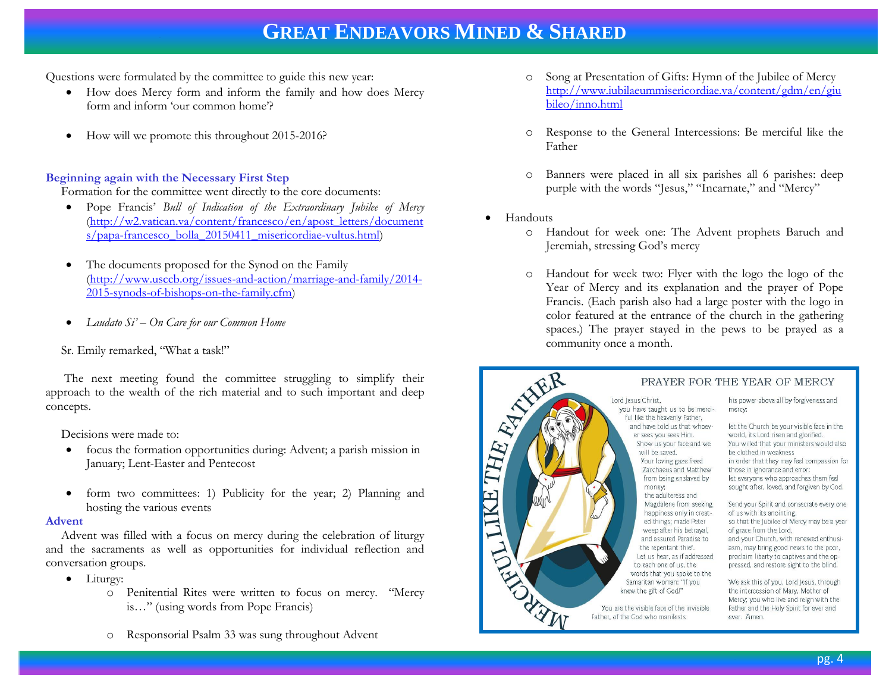Questions were formulated by the committee to guide this new year:

- How does Mercy form and inform the family and how does Mercy form and inform 'our common home'?
- How will we promote this throughout 2015-2016?

**Beginning again with the Necessary First Step**

Formation for the committee went directly to the core documents:

- Pope Francis' *Bull of Indication of the Extraordinary Jubilee of Mercy* (http://w2.vatican.va/content/francesco/en/apost_letters/documents/papa-francesco_bolla_20150411_misericordiae-vultus.html)
- The documents proposed for the Synod on the Family (http://www.usccb.org/issues-and-action/marriage-and-family/2014-2015-synods-of-bishops-on-the-family.cfm)
- *Laudato Si' – On Care for our Common Home*

Sr. Emily remarked, "What a task!"

The next meeting found the committee struggling to simplify their approach to the wealth of the rich material and to such important and deep concepts.

Decisions were made to:

- focus the formation opportunities during: Advent; a parish mission in January; Lent-Easter and Pentecost
- form two committees: 1) Publicity for the year; 2) Planning and hosting the various events

**Advent**

Advent was filled with a focus on mercy during the celebration of liturgy and the sacraments as well as opportunities for individual reflection and conversation groups.

- Liturgy:
  - Penitential Rites were written to focus on mercy. "Mercy is…" (using words from Pope Francis)
  - Responsorial Psalm 33 was sung throughout Advent
  - Song at Presentation of Gifts: Hymn of the Jubilee of Mercy http://www.iubilaeummisericordiae.va/content/gdm/en/giubileo/inno.html
  - Response to the General Intercessions: Be merciful like the Father
  - Banners were placed in all six parishes all 6 parishes: deep purple with the words "Jesus," "Incarnate," and "Mercy"
- Handouts
  - Handout for week one: The Advent prophets Baruch and Jeremiah, stressing God's mercy
  - Handout for week two: Flyer with the logo the logo of the Year of Mercy and its explanation and the prayer of Pope Francis. (Each parish also had a large poster with the logo in color featured at the entrance of the church in the gathering spaces.) The prayer stayed in the pews to be prayed as a community once a month.

MERCIFUL LIKE THE FATHER

PRAYER FOR THE YEAR OF MERCY

Lord Jesus Christ,
you have taught us to be merciful like the heavenly Father,
and have told us that whoever sees you sees Him.
Show us your face and we will be saved.
Your loving gaze freed Zacchaeus and Matthew from being enslaved by money;
the adulteress and Magdalene from seeking happiness only in created things; made Peter weep after his betrayal, and assured Paradise to the repentant thief.
Let us hear, as if addressed to each one of us, the words that you spoke to the Samaritan woman: "If you knew the gift of God!"

You are the visible face of the invisible Father, of the God who manifests his power above all by forgiveness and mercy:
let the Church be your visible face in the world, its Lord risen and glorified.
You willed that your ministers would also be clothed in weakness
in order that they may feel compassion for those in ignorance and error:
let everyone who approaches them feel sought after, loved, and forgiven by God.

Send your Spirit and consecrate every one of us with its anointing,
so that the Jubilee of Mercy may be a year of grace from the Lord,
and your Church, with renewed enthusiasm, may bring good news to the poor,
proclaim liberty to captives and the oppressed, and restore sight to the blind.

We ask this of you, Lord Jesus, through the intercession of Mary, Mother of Mercy; you who live and reign with the Father and the Holy Spirit for ever and ever. Amen.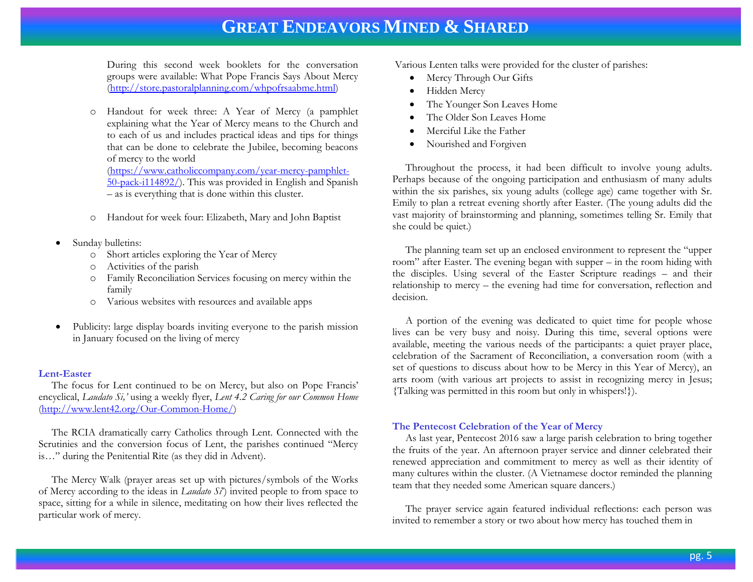During this second week booklets for the conversation groups were available: What Pope Francis Says About Mercy (http://store.pastoralplanning.com/whpofrsaabme.html)

- Handout for week three: A Year of Mercy (a pamphlet explaining what the Year of Mercy means to the Church and to each of us and includes practical ideas and tips for things that can be done to celebrate the Jubilee, becoming beacons of mercy to the world (https://www.catholiccompany.com/year-mercy-pamphlet-50-pack-i114892/). This was provided in English and Spanish – as is everything that is done within this cluster.
- Handout for week four: Elizabeth, Mary and John Baptist

- Sunday bulletins:
  - Short articles exploring the Year of Mercy
  - Activities of the parish
  - Family Reconciliation Services focusing on mercy within the family
  - Various websites with resources and available apps

- Publicity: large display boards inviting everyone to the parish mission in January focused on the living of mercy

### Lent-Easter

The focus for Lent continued to be on Mercy, but also on Pope Francis' encyclical, *Laudato Si,'* using a weekly flyer, *Lent 4.2 Caring for our Common Home* (http://www.lent42.org/Our-Common-Home/)

The RCIA dramatically carry Catholics through Lent. Connected with the Scrutinies and the conversion focus of Lent, the parishes continued "Mercy is…" during the Penitential Rite (as they did in Advent).

The Mercy Walk (prayer areas set up with pictures/symbols of the Works of Mercy according to the ideas in *Laudato Si'*) invited people to from space to space, sitting for a while in silence, meditating on how their lives reflected the particular work of mercy.

Various Lenten talks were provided for the cluster of parishes:

- Mercy Through Our Gifts
- Hidden Mercy
- The Younger Son Leaves Home
- The Older Son Leaves Home
- Merciful Like the Father
- Nourished and Forgiven

Throughout the process, it had been difficult to involve young adults. Perhaps because of the ongoing participation and enthusiasm of many adults within the six parishes, six young adults (college age) came together with Sr. Emily to plan a retreat evening shortly after Easter. (The young adults did the vast majority of brainstorming and planning, sometimes telling Sr. Emily that she could be quiet.)

The planning team set up an enclosed environment to represent the "upper room" after Easter. The evening began with supper – in the room hiding with the disciples. Using several of the Easter Scripture readings – and their relationship to mercy – the evening had time for conversation, reflection and decision.

A portion of the evening was dedicated to quiet time for people whose lives can be very busy and noisy. During this time, several options were available, meeting the various needs of the participants: a quiet prayer place, celebration of the Sacrament of Reconciliation, a conversation room (with a set of questions to discuss about how to be Mercy in this Year of Mercy), an arts room (with various art projects to assist in recognizing mercy in Jesus; {Talking was permitted in this room but only in whispers!}).

### The Pentecost Celebration of the Year of Mercy

As last year, Pentecost 2016 saw a large parish celebration to bring together the fruits of the year. An afternoon prayer service and dinner celebrated their renewed appreciation and commitment to mercy as well as their identity of many cultures within the cluster. (A Vietnamese doctor reminded the planning team that they needed some American square dancers.)

The prayer service again featured individual reflections: each person was invited to remember a story or two about how mercy has touched them in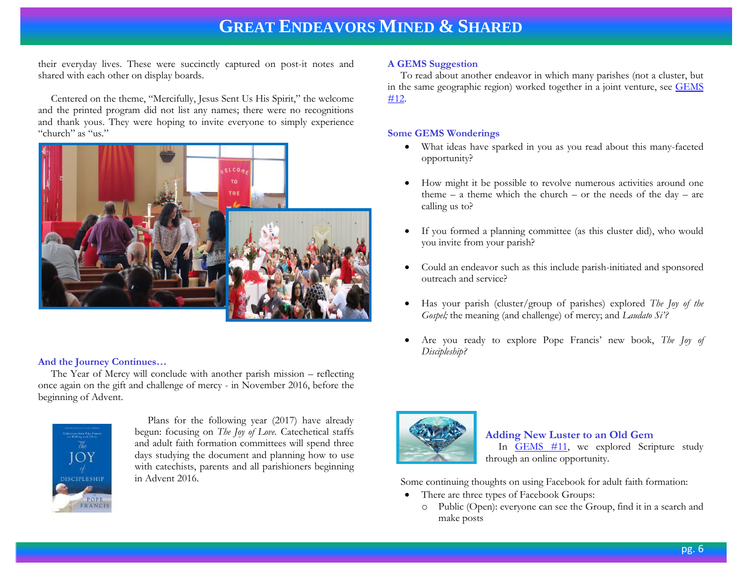their everyday lives. These were succinctly captured on post-it notes and shared with each other on display boards.

Centered on the theme, "Mercifully, Jesus Sent Us His Spirit," the welcome and the printed program did not list any names; there were no recognitions and thank yous. They were hoping to invite everyone to simply experience "church" as "us."

### And the Journey Continues…

The Year of Mercy will conclude with another parish mission – reflecting once again on the gift and challenge of mercy - in November 2016, before the beginning of Advent.

Plans for the following year (2017) have already begun: focusing on *The Joy of Love*. Catechetical staffs and adult faith formation committees will spend three days studying the document and planning how to use with catechists, parents and all parishioners beginning in Advent 2016.

### A GEMS Suggestion

To read about another endeavor in which many parishes (not a cluster, but in the same geographic region) worked together in a joint venture, see GEMS #12.

### Some GEMS Wonderings

- What ideas have sparked in you as you read about this many-faceted opportunity?
- How might it be possible to revolve numerous activities around one theme – a theme which the church – or the needs of the day – are calling us to?
- If you formed a planning committee (as this cluster did), who would you invite from your parish?
- Could an endeavor such as this include parish-initiated and sponsored outreach and service?
- Has your parish (cluster/group of parishes) explored *The Joy of the Gospel;* the meaning (and challenge) of mercy; and *Laudato Si'?*
- Are you ready to explore Pope Francis' new book, *The Joy of Discipleship?*

### Adding New Luster to an Old Gem

In GEMS #11, we explored Scripture study through an online opportunity.

Some continuing thoughts on using Facebook for adult faith formation:

- There are three types of Facebook Groups:
  - Public (Open): everyone can see the Group, find it in a search and make posts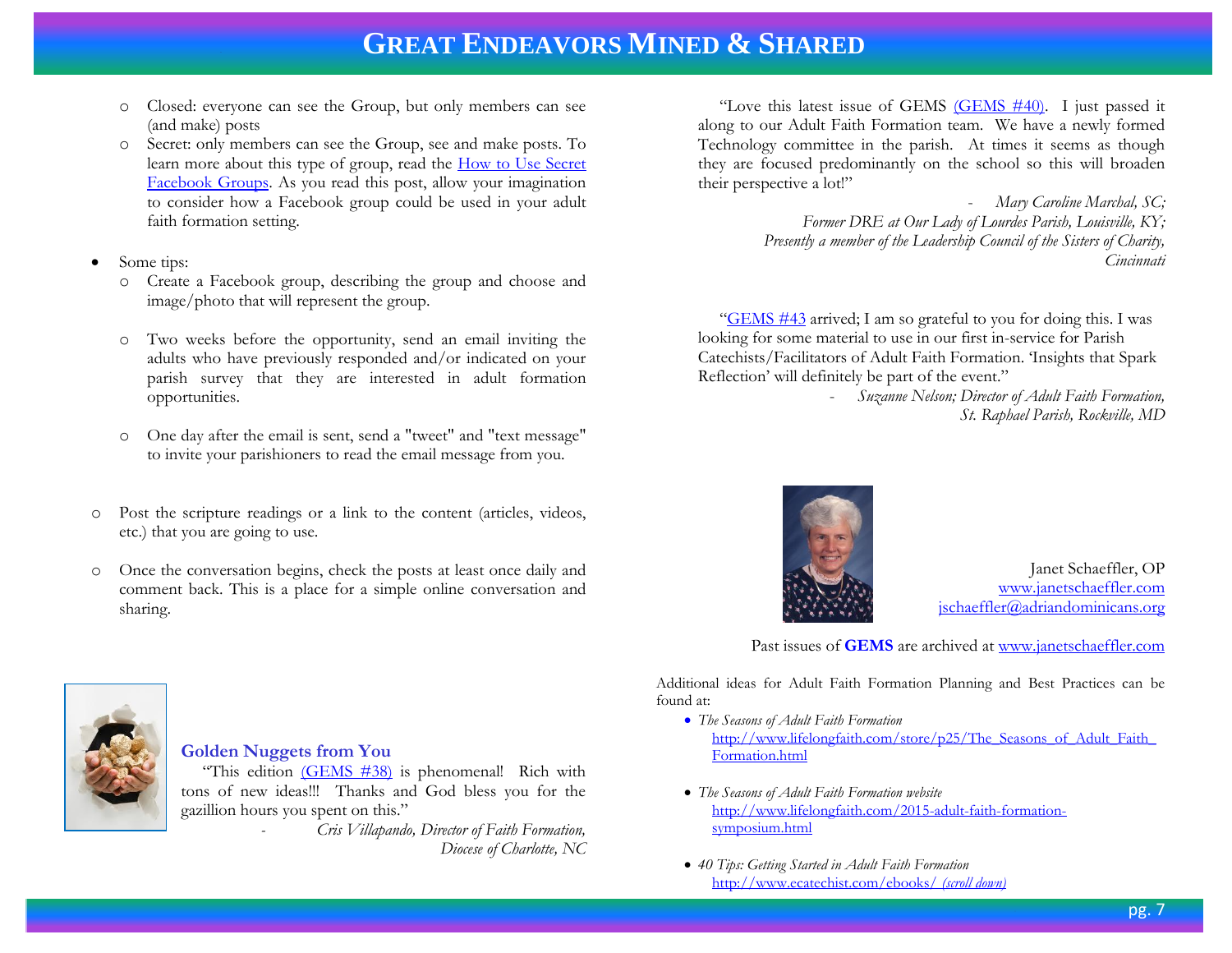- Closed: everyone can see the Group, but only members can see (and make) posts
- Secret: only members can see the Group, see and make posts. To learn more about this type of group, read the [How to Use Secret Facebook Groups]. As you read this post, allow your imagination to consider how a Facebook group could be used in your adult faith formation setting.

- Some tips:
  - Create a Facebook group, describing the group and choose and image/photo that will represent the group.
  - Two weeks before the opportunity, send an email inviting the adults who have previously responded and/or indicated on your parish survey that they are interested in adult formation opportunities.
  - One day after the email is sent, send a "tweet" and "text message" to invite your parishioners to read the email message from you.

- Post the scripture readings or a link to the content (articles, videos, etc.) that you are going to use.
- Once the conversation begins, check the posts at least once daily and comment back. This is a place for a simple online conversation and sharing.

### Golden Nuggets from You

"This edition (GEMS #38) is phenomenal! Rich with tons of new ideas!!! Thanks and God bless you for the gazillion hours you spent on this."

*- Cris Villapando, Director of Faith Formation, Diocese of Charlotte, NC*

"Love this latest issue of GEMS (GEMS #40). I just passed it along to our Adult Faith Formation team. We have a newly formed Technology committee in the parish. At times it seems as though they are focused predominantly on the school so this will broaden their perspective a lot!"

*- Mary Caroline Marchal, SC; Former DRE at Our Lady of Lourdes Parish, Louisville, KY; Presently a member of the Leadership Council of the Sisters of Charity, Cincinnati*

"GEMS #43 arrived; I am so grateful to you for doing this. I was looking for some material to use in our first in-service for Parish Catechists/Facilitators of Adult Faith Formation. 'Insights that Spark Reflection' will definitely be part of the event."

*- Suzanne Nelson; Director of Adult Faith Formation, St. Raphael Parish, Rockville, MD*

Janet Schaeffler, OP
www.janetschaeffler.com
jschaeffler@adriandominicans.org

Past issues of **GEMS** are archived at www.janetschaeffler.com

Additional ideas for Adult Faith Formation Planning and Best Practices can be found at:

- *The Seasons of Adult Faith Formation*
  http://www.lifelongfaith.com/store/p25/The_Seasons_of_Adult_Faith_Formation.html
- *The Seasons of Adult Faith Formation website*
  http://www.lifelongfaith.com/2015-adult-faith-formation-symposium.html
- *40 Tips: Getting Started in Adult Faith Formation*
  http://www.ecatechist.com/ebooks/ *(scroll down)*